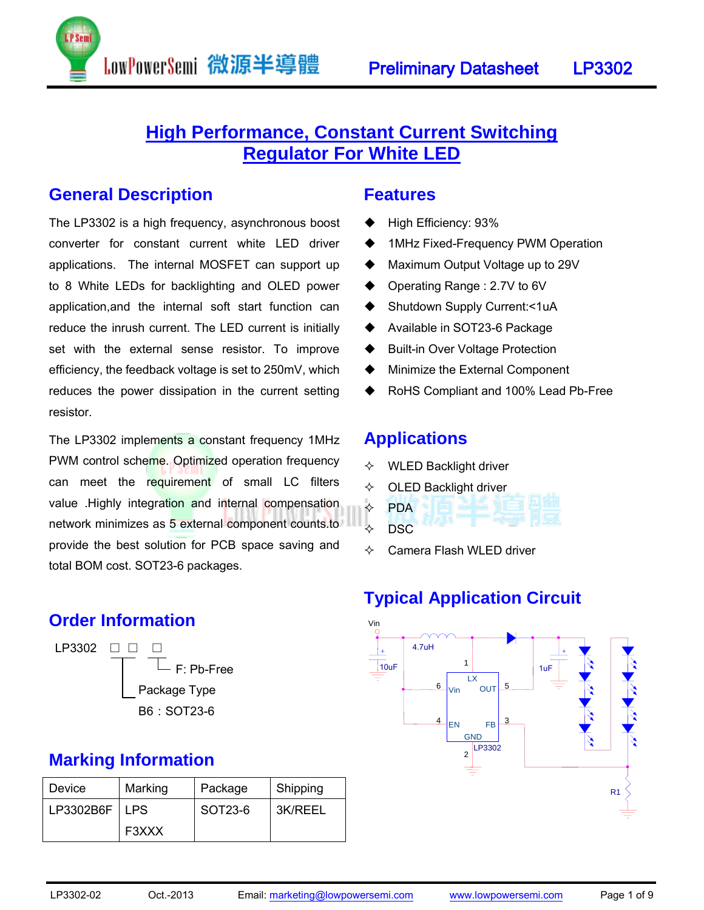# High Performance, Constant Current Switching Regulator For White LED

## General Description

The LP3302 is a high frequency, asynchronous boost converter for constant current white LED driver applications. The internal MOSFET can support up to 8 White LEDs for backlighting and OLED power application,and the internal soft start function can reduce the inrush current. The LED current is initially set with the external sense resistor. To improve efficiency, the feedback voltage is set to 250mV, which reduces the power dissipation in the current setting resistor.

The LP3302 implements a constant frequency 1MHz PWM control scheme. Optimized operation frequency can meet the requirement of small LC filters value .Highly integration and internal compensation network minimizes as 5 external component counts.to provide the best solution for PCB space saving and total BOM cost. SOT23-6 packages.

## Features

- High Efficiency: 93%
- 1MHz Fixed-Frequency PWM Operation
- Maximum Output Voltage up to 29V
- Operating Range : 2.7V to 6V
- Shutdown Supply Current:<1uA
- Available in SOT23-6 Package
- Built-in Over Voltage Protection
- Minimize the External Component
- RoHS Compliant and 100% Lead Pb-Free

## Applications

- WLED Backlight driver
- OLED Backlight driver
- PDA
- DSC
- Camera Flash WLED driver

## Typical Application Circuit

Vin, 4.7uH, 10uF, 1uF, LX (1), Vin (6), OUT (5), EN (4), FB (3), GND (2), LP3302, R1

## Order Information

LP3302 □ □ □

- F: Pb-Free
- Package Type
  - B6 : SOT23-6

## Marking Information

| Device | Marking | Package | Shipping |
|---|---|---|---|
| LP3302B6F | LPS F3XXX | SOT23-6 | 3K/REEL |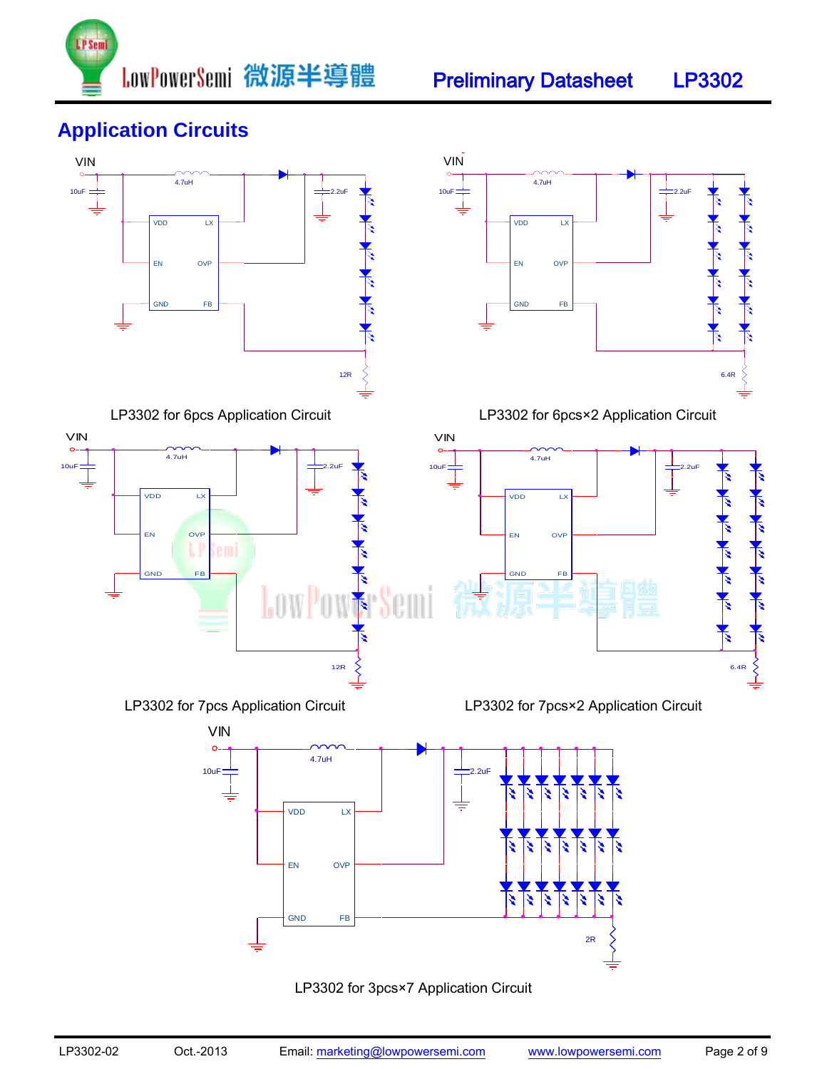## Application Circuits

VIN

10uF

4.7uH

2.2uF

VDD LX

EN OVP

GND FB

12R

LP3302 for 6pcs Application Circuit

VIN

10uF

4.7uH

2.2uF

VDD LX

EN OVP

GND FB

6.4R

LP3302 for 6pcs×2 Application Circuit

VIN

10uF

4.7uH

2.2uF

VDD LX

EN OVP

GND FB

12R

LP3302 for 7pcs Application Circuit

VIN

10uF

4.7uH

2.2uF

VDD LX

EN OVP

GND FB

6.4R

LP3302 for 7pcs×2 Application Circuit

VIN

10uF

4.7uH

2.2uF

VDD LX

EN OVP

GND FB

2R

LP3302 for 3pcs×7 Application Circuit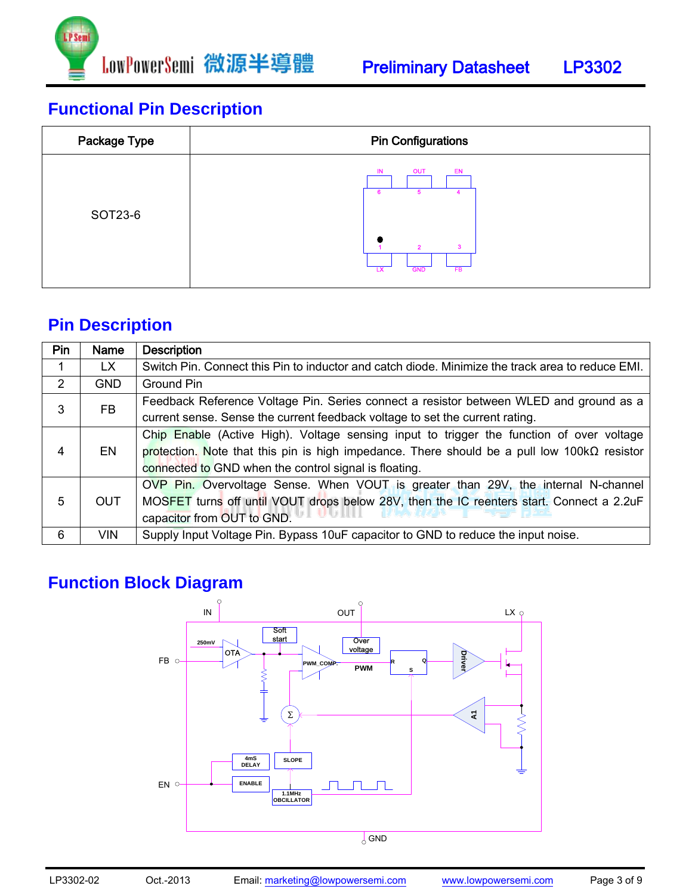## Functional Pin Description

| Package Type | Pin Configurations |
|---|---|
| SOT23-6 | IN (6), OUT (5), EN (4); LX (1), GND (2), FB (3) |

## Pin Description

| Pin | Name | Description |
|---|---|---|
| 1 | LX | Switch Pin. Connect this Pin to inductor and catch diode. Minimize the track area to reduce EMI. |
| 2 | GND | Ground Pin |
| 3 | FB | Feedback Reference Voltage Pin. Series connect a resistor between WLED and ground as a current sense. Sense the current feedback voltage to set the current rating. |
| 4 | EN | Chip Enable (Active High). Voltage sensing input to trigger the function of over voltage protection. Note that this pin is high impedance. There should be a pull low 100kΩ resistor connected to GND when the control signal is floating. |
| 5 | OUT | OVP Pin. Overvoltage Sense. When VOUT is greater than 29V, the internal N-channel MOSFET turns off until VOUT drops below 28V, then the IC reenters start. Connect a 2.2uF capacitor from OUT to GND. |
| 6 | VIN | Supply Input Voltage Pin. Bypass 10uF capacitor to GND to reduce the input noise. |

## Function Block Diagram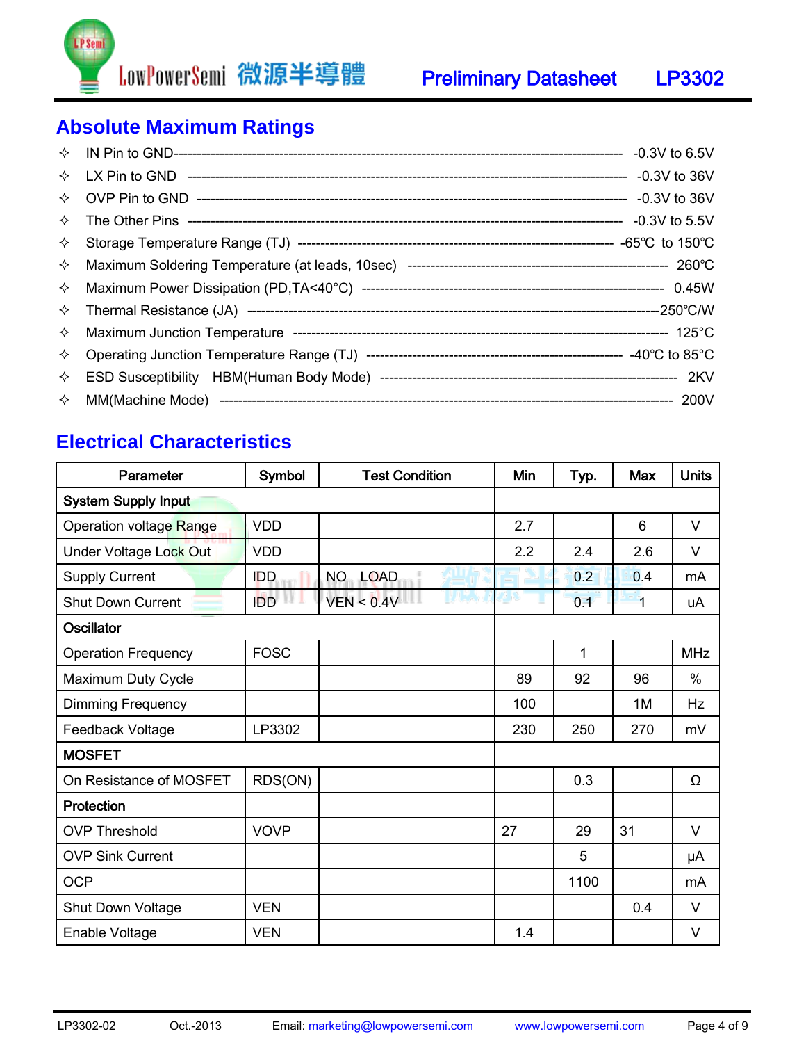## Absolute Maximum Ratings

- ✧ IN Pin to GND------------------------------------------------------------------------------------------ -0.3V to 6.5V
- ✧ LX Pin to GND ------------------------------------------------------------------------------------------ -0.3V to 36V
- ✧ OVP Pin to GND ---------------------------------------------------------------------------------------- -0.3V to 36V
- ✧ The Other Pins ------------------------------------------------------------------------------------------ -0.3V to 5.5V
- ✧ Storage Temperature Range (TJ) ---------------------------------------------------------------- -65℃ to 150℃
- ✧ Maximum Soldering Temperature (at leads, 10sec) ------------------------------------------------ 260℃
- ✧ Maximum Power Dissipation (PD,TA<40°C) ------------------------------------------------------------ 0.45W
- ✧ Thermal Resistance (JA) ---------------------------------------------------------------------------------250℃/W
- ✧ Maximum Junction Temperature ------------------------------------------------------------------------- 125℃
- ✧ Operating Junction Temperature Range (TJ) ------------------------------------------------------- -40℃ to 85℃
- ✧ ESD Susceptibility HBM(Human Body Mode) -------------------------------------------------------------- 2KV
- ✧ MM(Machine Mode) --------------------------------------------------------------------------------------------- 200V

## Electrical Characteristics

| Parameter | Symbol | Test Condition | Min | Typ. | Max | Units |
|---|---|---|---|---|---|---|
| **System Supply Input** | | | | | | |
| Operation voltage Range | VDD | | 2.7 | | 6 | V |
| Under Voltage Lock Out | VDD | | 2.2 | 2.4 | 2.6 | V |
| Supply Current | IDD | NO LOAD | | 0.2 | 0.4 | mA |
| Shut Down Current | IDD | VEN < 0.4V | | 0.1 | 1 | uA |
| **Oscillator** | | | | | | |
| Operation Frequency | FOSC | | | 1 | | MHz |
| Maximum Duty Cycle | | | 89 | 92 | 96 | % |
| Dimming Frequency | | | 100 | | 1M | Hz |
| Feedback Voltage | LP3302 | | 230 | 250 | 270 | mV |
| **MOSFET** | | | | | | |
| On Resistance of MOSFET | RDS(ON) | | | 0.3 | | Ω |
| **Protection** | | | | | | |
| OVP Threshold | VOVP | | 27 | 29 | 31 | V |
| OVP Sink Current | | | | 5 | | μA |
| OCP | | | | 1100 | | mA |
| Shut Down Voltage | VEN | | | | 0.4 | V |
| Enable Voltage | VEN | | 1.4 | | | V |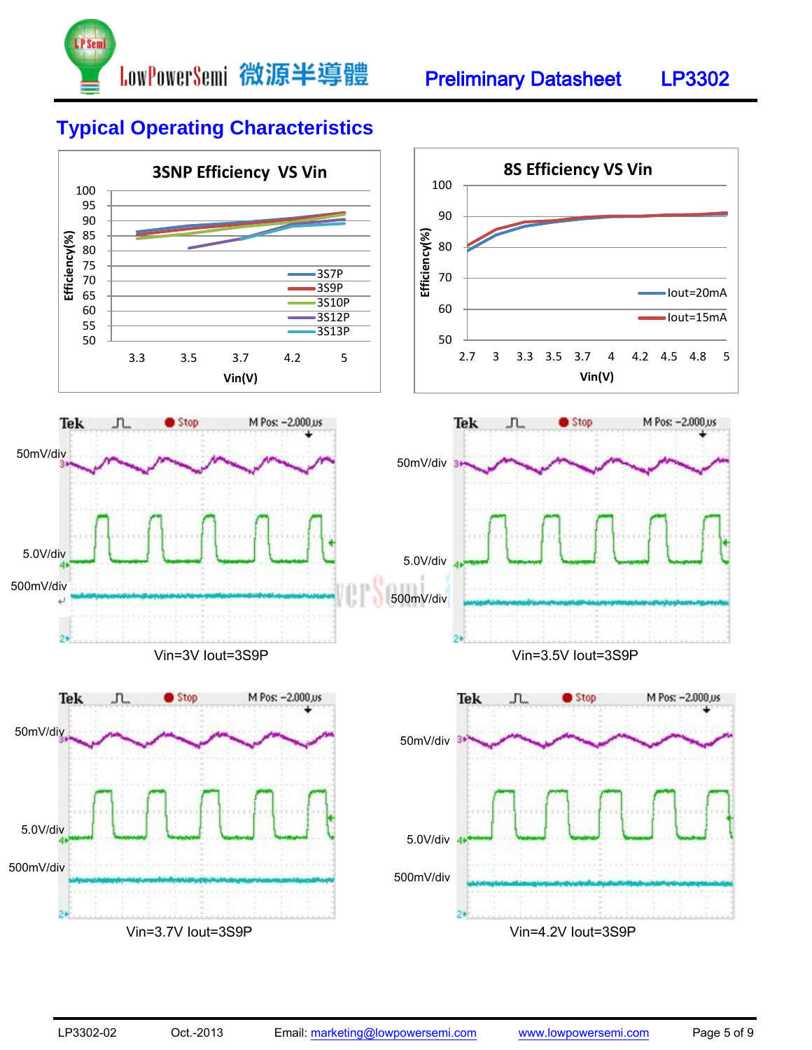## Typical Operating Characteristics

**3SNP Efficiency VS Vin**

Efficiency(%) vs Vin(V): 3.3, 3.5, 3.7, 4.2, 5 — 3S7P, 3S9P, 3S10P, 3S12P, 3S13P

**8S Efficiency VS Vin**

Efficiency(%) vs Vin(V): 2.7, 3, 3.3, 3.5, 3.7, 4, 4.2, 4.5, 4.8, 5 — Iout=20mA, Iout=15mA

Vin=3V Iout=3S9P

Vin=3.5V Iout=3S9P

Vin=3.7V Iout=3S9P

Vin=4.2V Iout=3S9P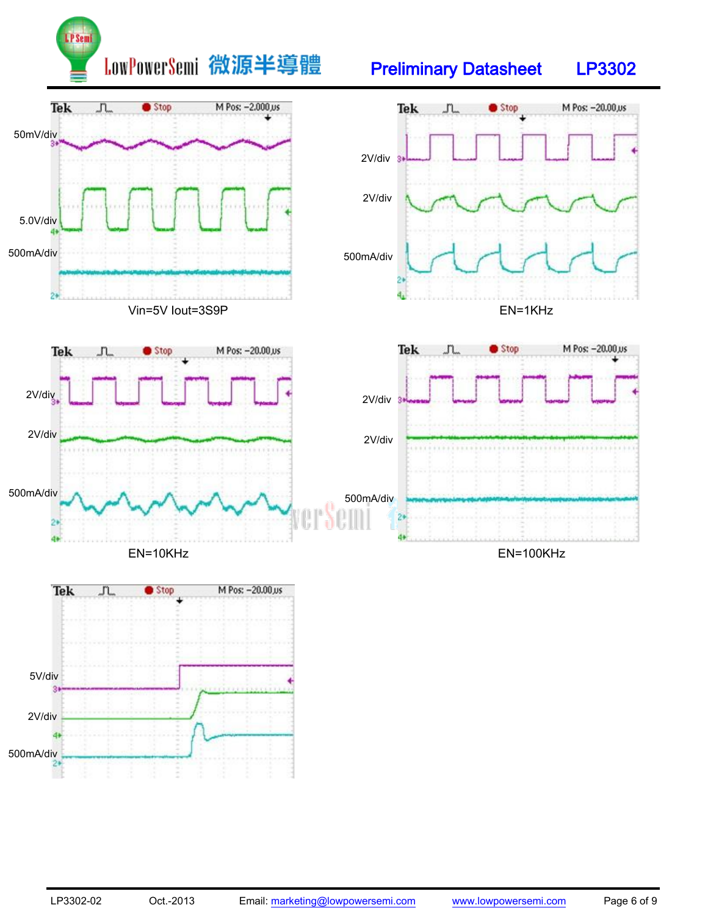50mV/div

5.0V/div

500mA/div

Vin=5V Iout=3S9P

2V/div

2V/div

500mA/div

EN=1KHz

2V/div

2V/div

500mA/div

EN=10KHz

2V/div

2V/div

500mA/div

EN=100KHz

5V/div

2V/div

500mA/div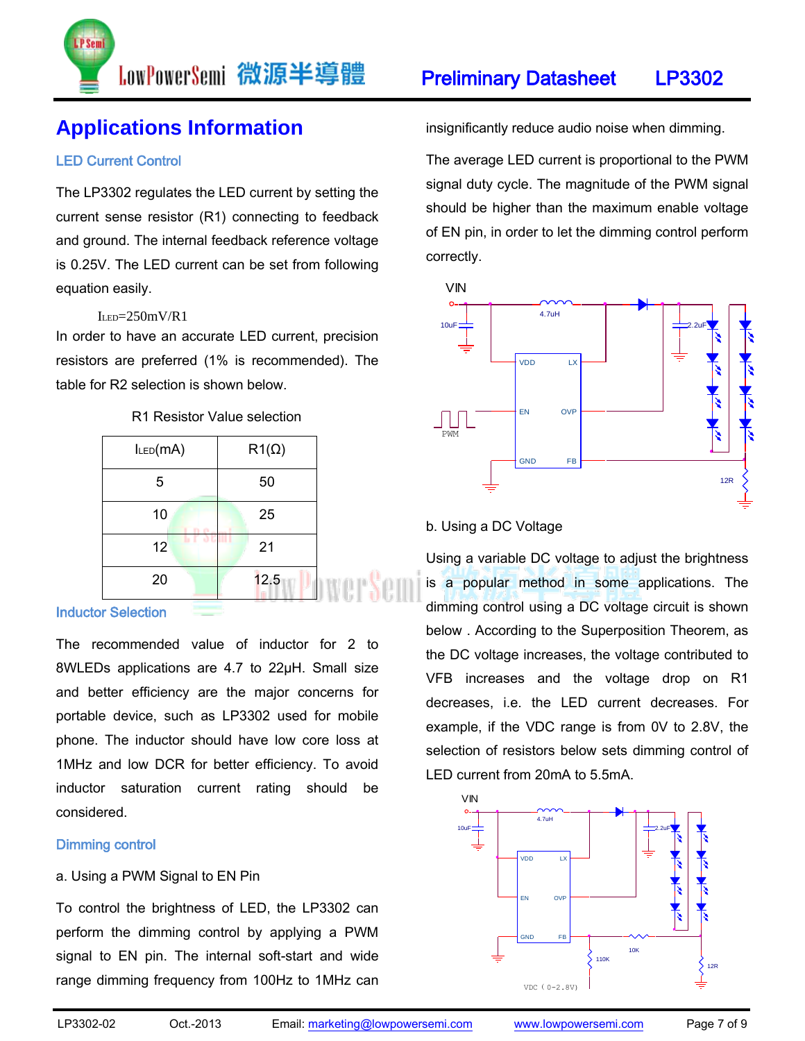# Applications Information

## LED Current Control

The LP3302 regulates the LED current by setting the current sense resistor (R1) connecting to feedback and ground. The internal feedback reference voltage is 0.25V. The LED current can be set from following equation easily.

$I_{LED}$=250mV/R1

In order to have an accurate LED current, precision resistors are preferred (1% is recommended). The table for R2 selection is shown below.

R1 Resistor Value selection

| $I_{LED}$(mA) | R1(Ω) |
|---|---|
| 5 | 50 |
| 10 | 25 |
| 12 | 21 |
| 20 | 12.5 |

## Inductor Selection

The recommended value of inductor for 2 to 8WLEDs applications are 4.7 to 22μH. Small size and better efficiency are the major concerns for portable device, such as LP3302 used for mobile phone. The inductor should have low core loss at 1MHz and low DCR for better efficiency. To avoid inductor saturation current rating should be considered.

## Dimming control

a. Using a PWM Signal to EN Pin

To control the brightness of LED, the LP3302 can perform the dimming control by applying a PWM signal to EN pin. The internal soft-start and wide range dimming frequency from 100Hz to 1MHz can insignificantly reduce audio noise when dimming.

The average LED current is proportional to the PWM signal duty cycle. The magnitude of the PWM signal should be higher than the maximum enable voltage of EN pin, in order to let the dimming control perform correctly.

b. Using a DC Voltage

Using a variable DC voltage to adjust the brightness is a popular method in some applications. The dimming control using a DC voltage circuit is shown below . According to the Superposition Theorem, as the DC voltage increases, the voltage contributed to VFB increases and the voltage drop on R1 decreases, i.e. the LED current decreases. For example, if the VDC range is from 0V to 2.8V, the selection of resistors below sets dimming control of LED current from 20mA to 5.5mA.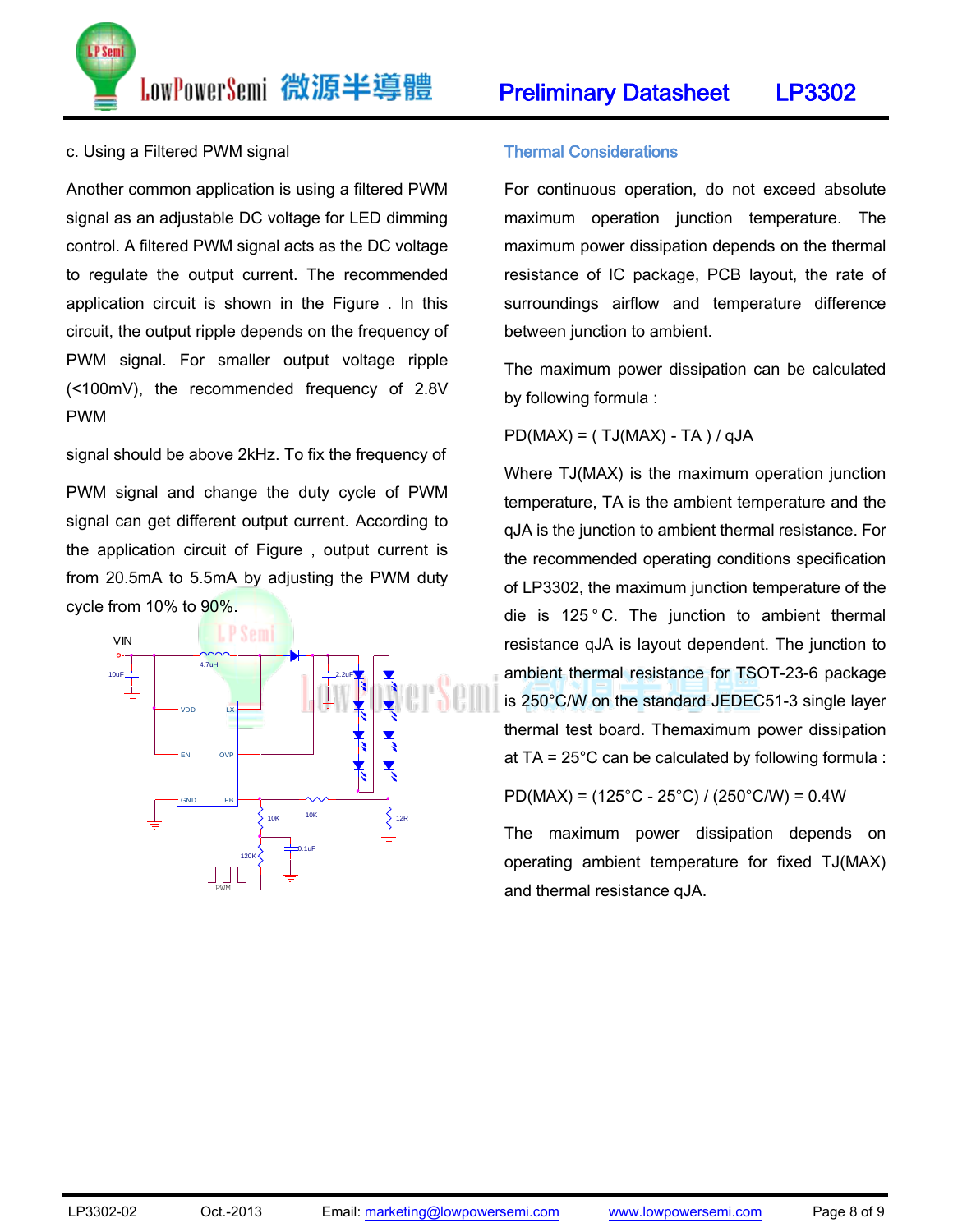c. Using a Filtered PWM signal

Another common application is using a filtered PWM signal as an adjustable DC voltage for LED dimming control. A filtered PWM signal acts as the DC voltage to regulate the output current. The recommended application circuit is shown in the Figure . In this circuit, the output ripple depends on the frequency of PWM signal. For smaller output voltage ripple (<100mV), the recommended frequency of 2.8V PWM

signal should be above 2kHz. To fix the frequency of

PWM signal and change the duty cycle of PWM signal can get different output current. According to the application circuit of Figure , output current is from 20.5mA to 5.5mA by adjusting the PWM duty cycle from 10% to 90%.

### Thermal Considerations

For continuous operation, do not exceed absolute maximum operation junction temperature. The maximum power dissipation depends on the thermal resistance of IC package, PCB layout, the rate of surroundings airflow and temperature difference between junction to ambient.

The maximum power dissipation can be calculated by following formula :

$$PD(MAX) = ( TJ(MAX) - TA ) / qJA$$

Where TJ(MAX) is the maximum operation junction temperature, TA is the ambient temperature and the qJA is the junction to ambient thermal resistance. For the recommended operating conditions specification of LP3302, the maximum junction temperature of the die is 125 ° C. The junction to ambient thermal resistance qJA is layout dependent. The junction to ambient thermal resistance for TSOT-23-6 package is 250°C/W on the standard JEDEC51-3 single layer thermal test board. Themaximum power dissipation at TA = 25°C can be calculated by following formula :

$$PD(MAX) = (125°C - 25°C) / (250°C/W) = 0.4W$$

The maximum power dissipation depends on operating ambient temperature for fixed TJ(MAX) and thermal resistance qJA.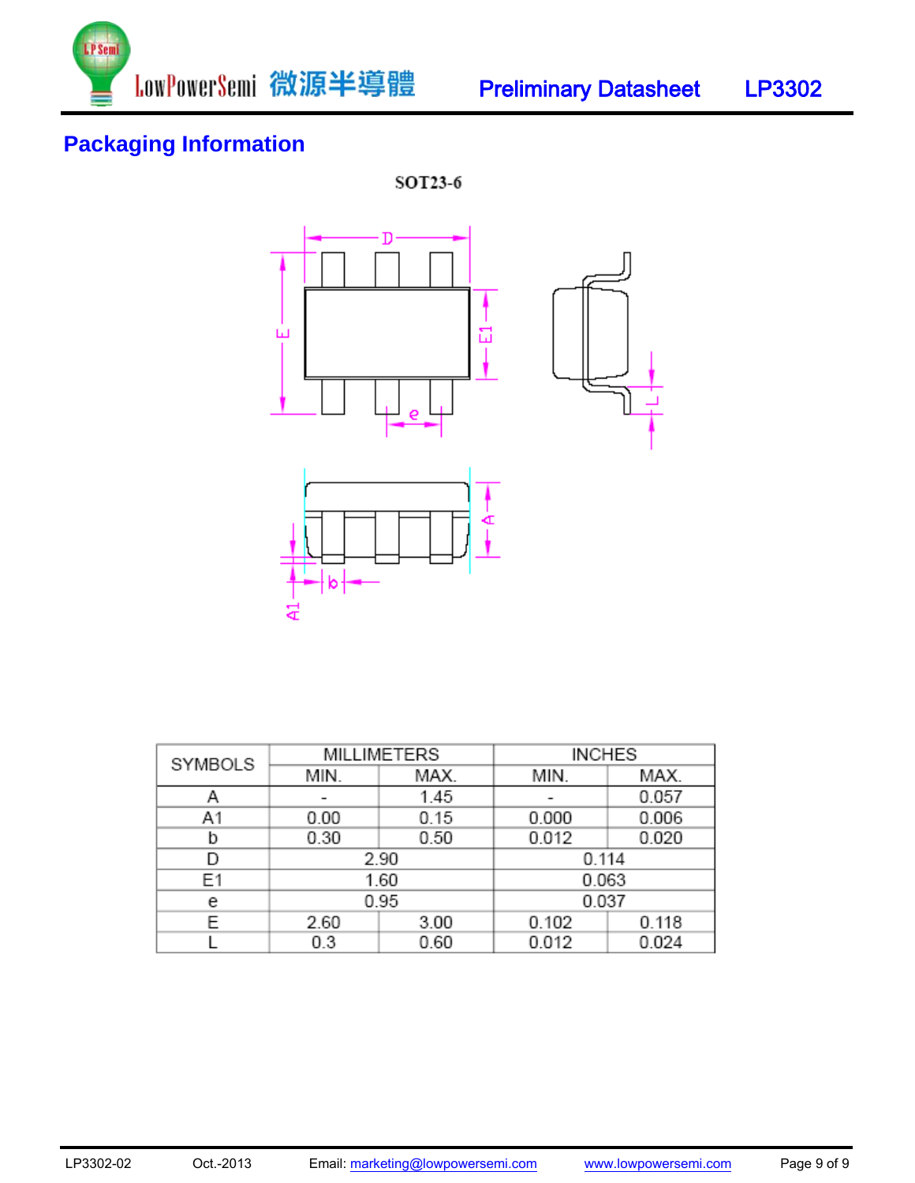## Packaging Information

SOT23-6

| SYMBOLS | MILLIMETERS | | INCHES | |
|---|---|---|---|---|
| | MIN. | MAX. | MIN. | MAX. |
| A | - | 1.45 | - | 0.057 |
| A1 | 0.00 | 0.15 | 0.000 | 0.006 |
| b | 0.30 | 0.50 | 0.012 | 0.020 |
| D | 2.90 | | 0.114 | |
| E1 | 1.60 | | 0.063 | |
| e | 0.95 | | 0.037 | |
| E | 2.60 | 3.00 | 0.102 | 0.118 |
| L | 0.3 | 0.60 | 0.012 | 0.024 |